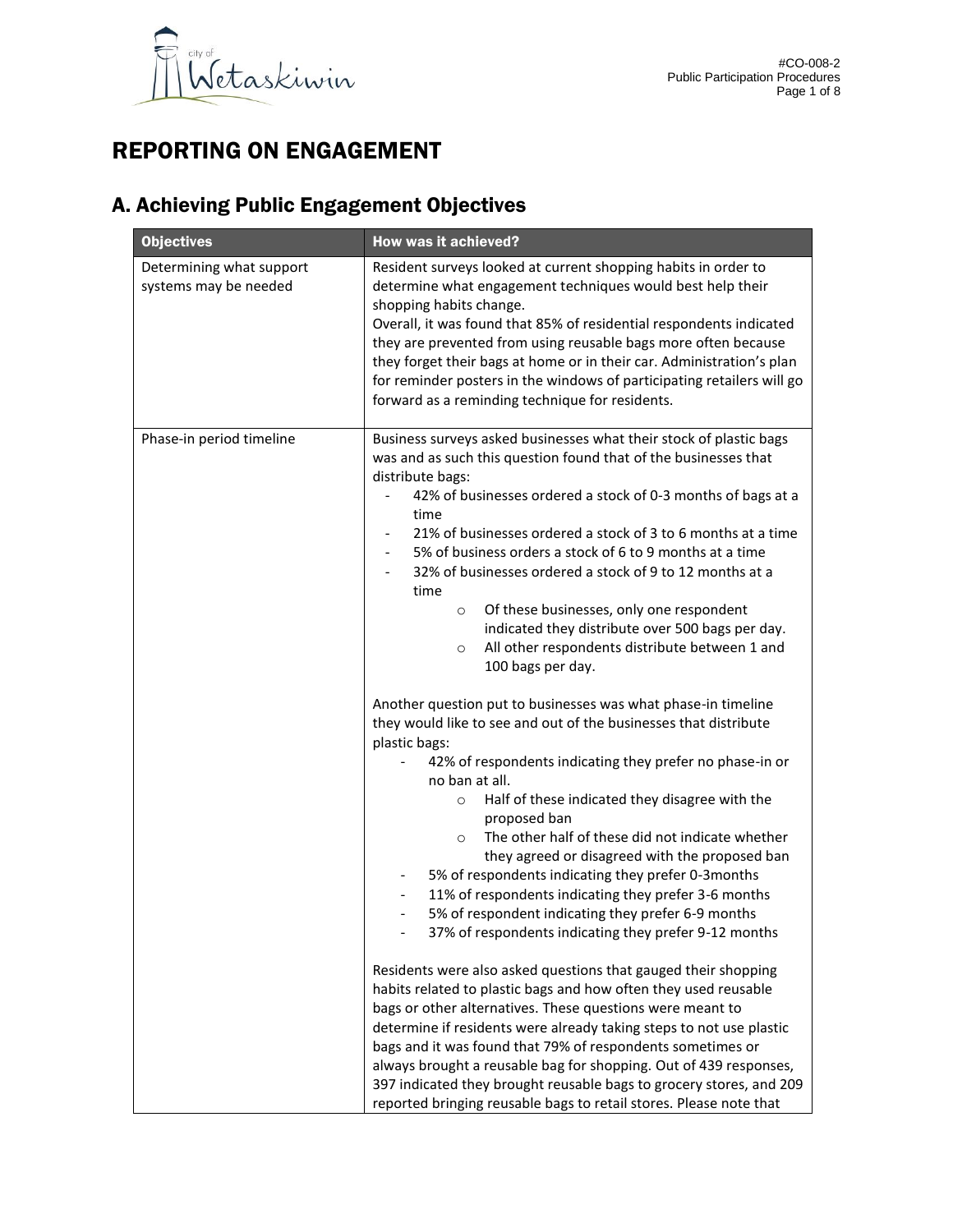# REPORTING ON ENGAGEMENT

## A. Achieving Public Engagement Objectives

| Objectives | How was it achieved? |
|---|---|
| Determining what support systems may be needed | Resident surveys looked at current shopping habits in order to determine what engagement techniques would best help their shopping habits change.<br>Overall, it was found that 85% of residential respondents indicated they are prevented from using reusable bags more often because they forget their bags at home or in their car. Administration's plan for reminder posters in the windows of participating retailers will go forward as a reminding technique for residents. |
| Phase-in period timeline | Business surveys asked businesses what their stock of plastic bags was and as such this question found that of the businesses that distribute bags:<br>- 42% of businesses ordered a stock of 0-3 months of bags at a time<br>- 21% of businesses ordered a stock of 3 to 6 months at a time<br>- 5% of business orders a stock of 6 to 9 months at a time<br>- 32% of businesses ordered a stock of 9 to 12 months at a time<br>&nbsp;&nbsp;&nbsp;&nbsp;o Of these businesses, only one respondent indicated they distribute over 500 bags per day.<br>&nbsp;&nbsp;&nbsp;&nbsp;o All other respondents distribute between 1 and 100 bags per day.<br><br>Another question put to businesses was what phase-in timeline they would like to see and out of the businesses that distribute plastic bags:<br>- 42% of respondents indicating they prefer no phase-in or no ban at all.<br>&nbsp;&nbsp;&nbsp;&nbsp;o Half of these indicated they disagree with the proposed ban<br>&nbsp;&nbsp;&nbsp;&nbsp;o The other half of these did not indicate whether they agreed or disagreed with the proposed ban<br>- 5% of respondents indicating they prefer 0-3months<br>- 11% of respondents indicating they prefer 3-6 months<br>- 5% of respondent indicating they prefer 6-9 months<br>- 37% of respondents indicating they prefer 9-12 months<br><br>Residents were also asked questions that gauged their shopping habits related to plastic bags and how often they used reusable bags or other alternatives. These questions were meant to determine if residents were already taking steps to not use plastic bags and it was found that 79% of respondents sometimes or always brought a reusable bag for shopping. Out of 439 responses, 397 indicated they brought reusable bags to grocery stores, and 209 reported bringing reusable bags to retail stores. Please note that |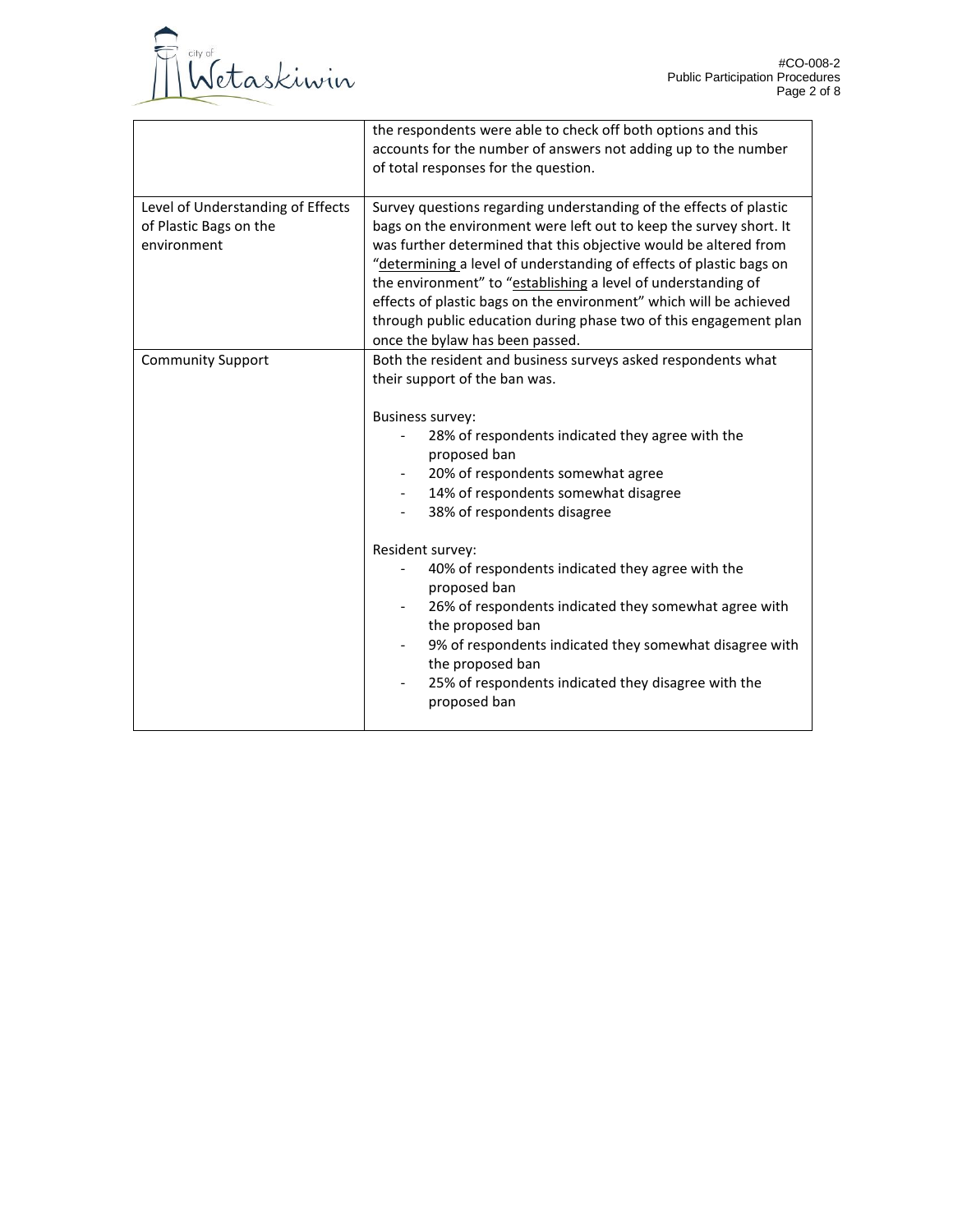| | |
|---|---|
| | the respondents were able to check off both options and this accounts for the number of answers not adding up to the number of total responses for the question. |
| Level of Understanding of Effects of Plastic Bags on the environment | Survey questions regarding understanding of the effects of plastic bags on the environment were left out to keep the survey short. It was further determined that this objective would be altered from "<u>determining</u> a level of understanding of effects of plastic bags on the environment" to "<u>establishing</u> a level of understanding of effects of plastic bags on the environment" which will be achieved through public education during phase two of this engagement plan once the bylaw has been passed. |
| Community Support | Both the resident and business surveys asked respondents what their support of the ban was.<br><br>Business survey:<br>- 28% of respondents indicated they agree with the proposed ban<br>- 20% of respondents somewhat agree<br>- 14% of respondents somewhat disagree<br>- 38% of respondents disagree<br><br>Resident survey:<br>- 40% of respondents indicated they agree with the proposed ban<br>- 26% of respondents indicated they somewhat agree with the proposed ban<br>- 9% of respondents indicated they somewhat disagree with the proposed ban<br>- 25% of respondents indicated they disagree with the proposed ban |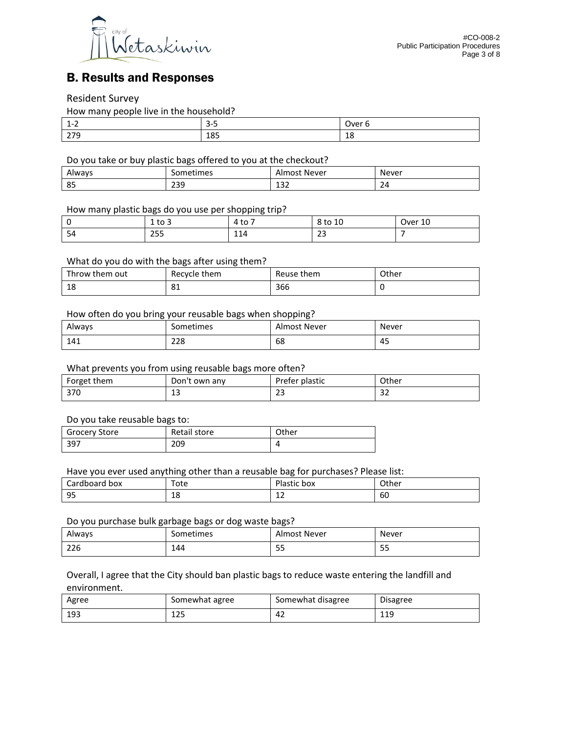## B. Results and Responses

Resident Survey

How many people live in the household?

| 1-2 | 3-5 | Over 6 |
|---|---|---|
| 279 | 185 | 18 |

Do you take or buy plastic bags offered to you at the checkout?

| Always | Sometimes | Almost Never | Never |
|---|---|---|---|
| 85 | 239 | 132 | 24 |

How many plastic bags do you use per shopping trip?

| 0 | 1 to 3 | 4 to 7 | 8 to 10 | Over 10 |
|---|---|---|---|---|
| 54 | 255 | 114 | 23 | 7 |

What do you do with the bags after using them?

| Throw them out | Recycle them | Reuse them | Other |
|---|---|---|---|
| 18 | 81 | 366 | 0 |

How often do you bring your reusable bags when shopping?

| Always | Sometimes | Almost Never | Never |
|---|---|---|---|
| 141 | 228 | 68 | 45 |

What prevents you from using reusable bags more often?

| Forget them | Don't own any | Prefer plastic | Other |
|---|---|---|---|
| 370 | 13 | 23 | 32 |

Do you take reusable bags to:

| Grocery Store | Retail store | Other |
|---|---|---|
| 397 | 209 | 4 |

Have you ever used anything other than a reusable bag for purchases? Please list:

| Cardboard box | Tote | Plastic box | Other |
|---|---|---|---|
| 95 | 18 | 12 | 60 |

Do you purchase bulk garbage bags or dog waste bags?

| Always | Sometimes | Almost Never | Never |
|---|---|---|---|
| 226 | 144 | 55 | 55 |

Overall, I agree that the City should ban plastic bags to reduce waste entering the landfill and environment.

| Agree | Somewhat agree | Somewhat disagree | Disagree |
|---|---|---|---|
| 193 | 125 | 42 | 119 |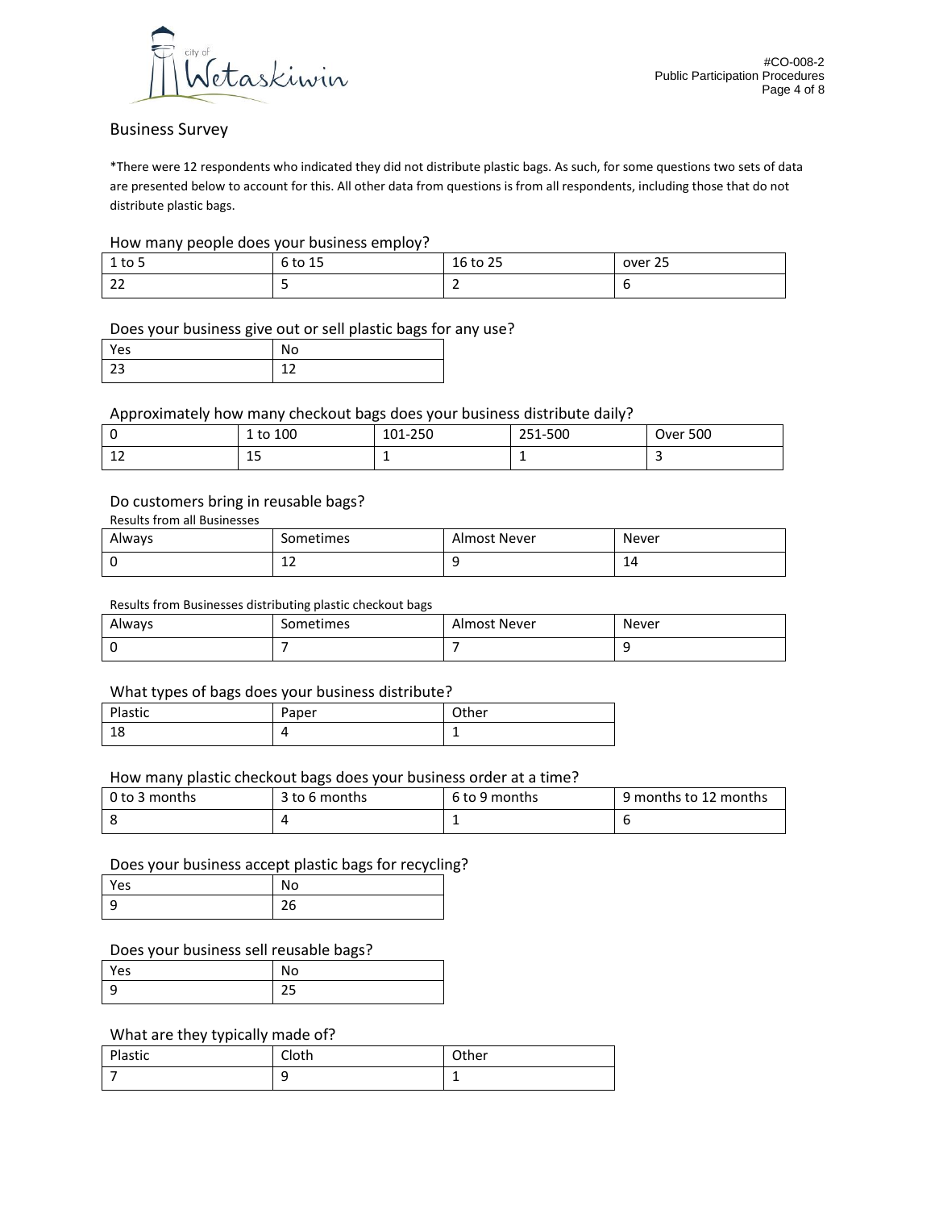## Business Survey

*There were 12 respondents who indicated they did not distribute plastic bags. As such, for some questions two sets of data are presented below to account for this. All other data from questions is from all respondents, including those that do not distribute plastic bags.

### How many people does your business employ?

| 1 to 5 | 6 to 15 | 16 to 25 | over 25 |
|---|---|---|---|
| 22 | 5 | 2 | 6 |

### Does your business give out or sell plastic bags for any use?

| Yes | No |
|---|---|
| 23 | 12 |

### Approximately how many checkout bags does your business distribute daily?

| 0 | 1 to 100 | 101-250 | 251-500 | Over 500 |
|---|---|---|---|---|
| 12 | 15 | 1 | 1 | 3 |

### Do customers bring in reusable bags?

Results from all Businesses

| Always | Sometimes | Almost Never | Never |
|---|---|---|---|
| 0 | 12 | 9 | 14 |

Results from Businesses distributing plastic checkout bags

| Always | Sometimes | Almost Never | Never |
|---|---|---|---|
| 0 | 7 | 7 | 9 |

### What types of bags does your business distribute?

| Plastic | Paper | Other |
|---|---|---|
| 18 | 4 | 1 |

### How many plastic checkout bags does your business order at a time?

| 0 to 3 months | 3 to 6 months | 6 to 9 months | 9 months to 12 months |
|---|---|---|---|
| 8 | 4 | 1 | 6 |

### Does your business accept plastic bags for recycling?

| Yes | No |
|---|---|
| 9 | 26 |

### Does your business sell reusable bags?

| Yes | No |
|---|---|
| 9 | 25 |

### What are they typically made of?

| Plastic | Cloth | Other |
|---|---|---|
| 7 | 9 | 1 |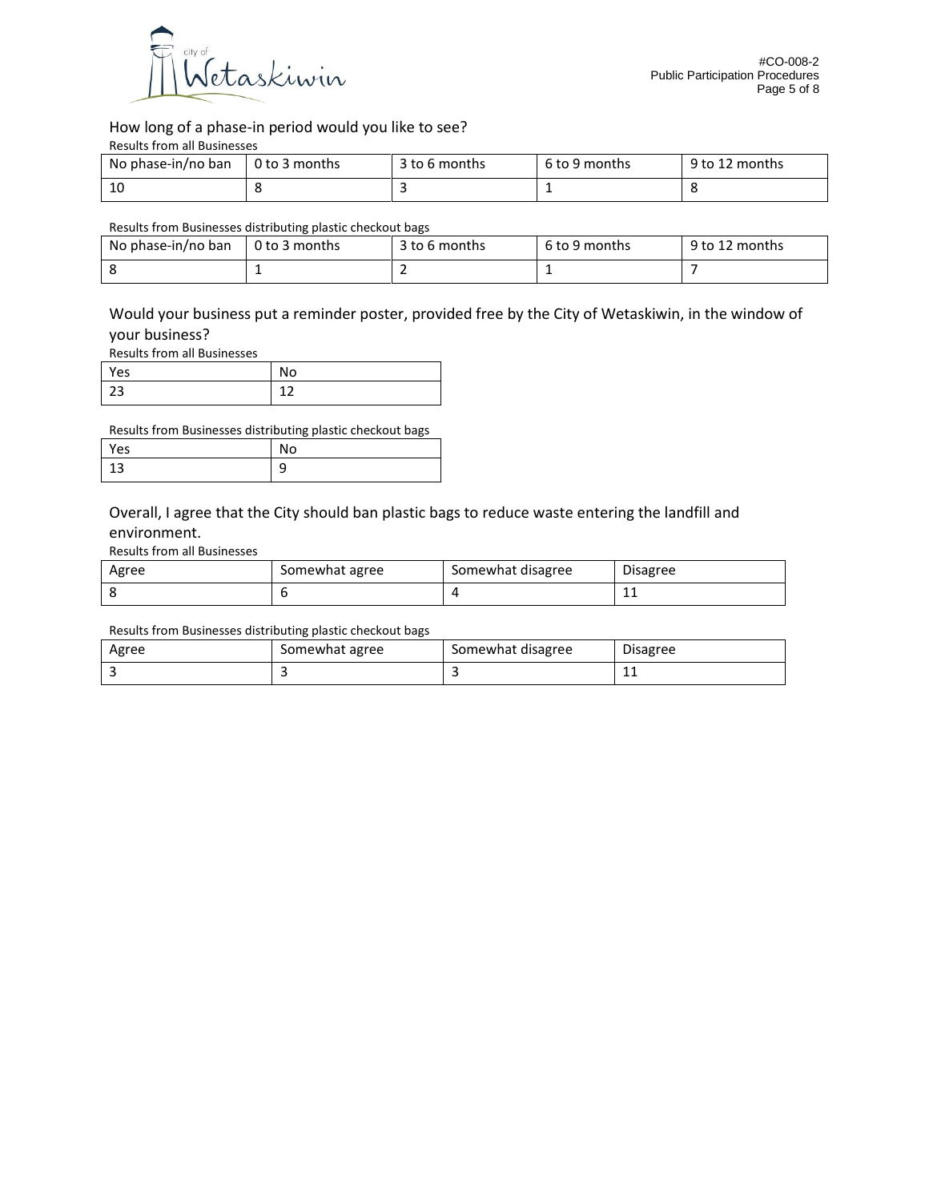How long of a phase-in period would you like to see?

Results from all Businesses

| No phase-in/no ban | 0 to 3 months | 3 to 6 months | 6 to 9 months | 9 to 12 months |
|---|---|---|---|---|
| 10 | 8 | 3 | 1 | 8 |

Results from Businesses distributing plastic checkout bags

| No phase-in/no ban | 0 to 3 months | 3 to 6 months | 6 to 9 months | 9 to 12 months |
|---|---|---|---|---|
| 8 | 1 | 2 | 1 | 7 |

Would your business put a reminder poster, provided free by the City of Wetaskiwin, in the window of your business?

Results from all Businesses

| Yes | No |
|---|---|
| 23 | 12 |

Results from Businesses distributing plastic checkout bags

| Yes | No |
|---|---|
| 13 | 9 |

Overall, I agree that the City should ban plastic bags to reduce waste entering the landfill and environment.

Results from all Businesses

| Agree | Somewhat agree | Somewhat disagree | Disagree |
|---|---|---|---|
| 8 | 6 | 4 | 11 |

Results from Businesses distributing plastic checkout bags

| Agree | Somewhat agree | Somewhat disagree | Disagree |
|---|---|---|---|
| 3 | 3 | 3 | 11 |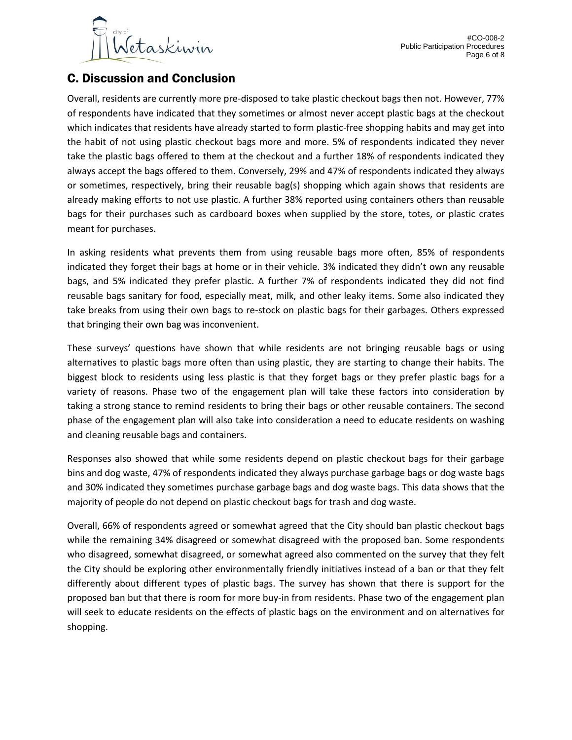## C. Discussion and Conclusion

Overall, residents are currently more pre-disposed to take plastic checkout bags then not. However, 77% of respondents have indicated that they sometimes or almost never accept plastic bags at the checkout which indicates that residents have already started to form plastic-free shopping habits and may get into the habit of not using plastic checkout bags more and more. 5% of respondents indicated they never take the plastic bags offered to them at the checkout and a further 18% of respondents indicated they always accept the bags offered to them. Conversely, 29% and 47% of respondents indicated they always or sometimes, respectively, bring their reusable bag(s) shopping which again shows that residents are already making efforts to not use plastic. A further 38% reported using containers others than reusable bags for their purchases such as cardboard boxes when supplied by the store, totes, or plastic crates meant for purchases.

In asking residents what prevents them from using reusable bags more often, 85% of respondents indicated they forget their bags at home or in their vehicle. 3% indicated they didn't own any reusable bags, and 5% indicated they prefer plastic. A further 7% of respondents indicated they did not find reusable bags sanitary for food, especially meat, milk, and other leaky items. Some also indicated they take breaks from using their own bags to re-stock on plastic bags for their garbages. Others expressed that bringing their own bag was inconvenient.

These surveys' questions have shown that while residents are not bringing reusable bags or using alternatives to plastic bags more often than using plastic, they are starting to change their habits. The biggest block to residents using less plastic is that they forget bags or they prefer plastic bags for a variety of reasons. Phase two of the engagement plan will take these factors into consideration by taking a strong stance to remind residents to bring their bags or other reusable containers. The second phase of the engagement plan will also take into consideration a need to educate residents on washing and cleaning reusable bags and containers.

Responses also showed that while some residents depend on plastic checkout bags for their garbage bins and dog waste, 47% of respondents indicated they always purchase garbage bags or dog waste bags and 30% indicated they sometimes purchase garbage bags and dog waste bags. This data shows that the majority of people do not depend on plastic checkout bags for trash and dog waste.

Overall, 66% of respondents agreed or somewhat agreed that the City should ban plastic checkout bags while the remaining 34% disagreed or somewhat disagreed with the proposed ban. Some respondents who disagreed, somewhat disagreed, or somewhat agreed also commented on the survey that they felt the City should be exploring other environmentally friendly initiatives instead of a ban or that they felt differently about different types of plastic bags. The survey has shown that there is support for the proposed ban but that there is room for more buy-in from residents. Phase two of the engagement plan will seek to educate residents on the effects of plastic bags on the environment and on alternatives for shopping.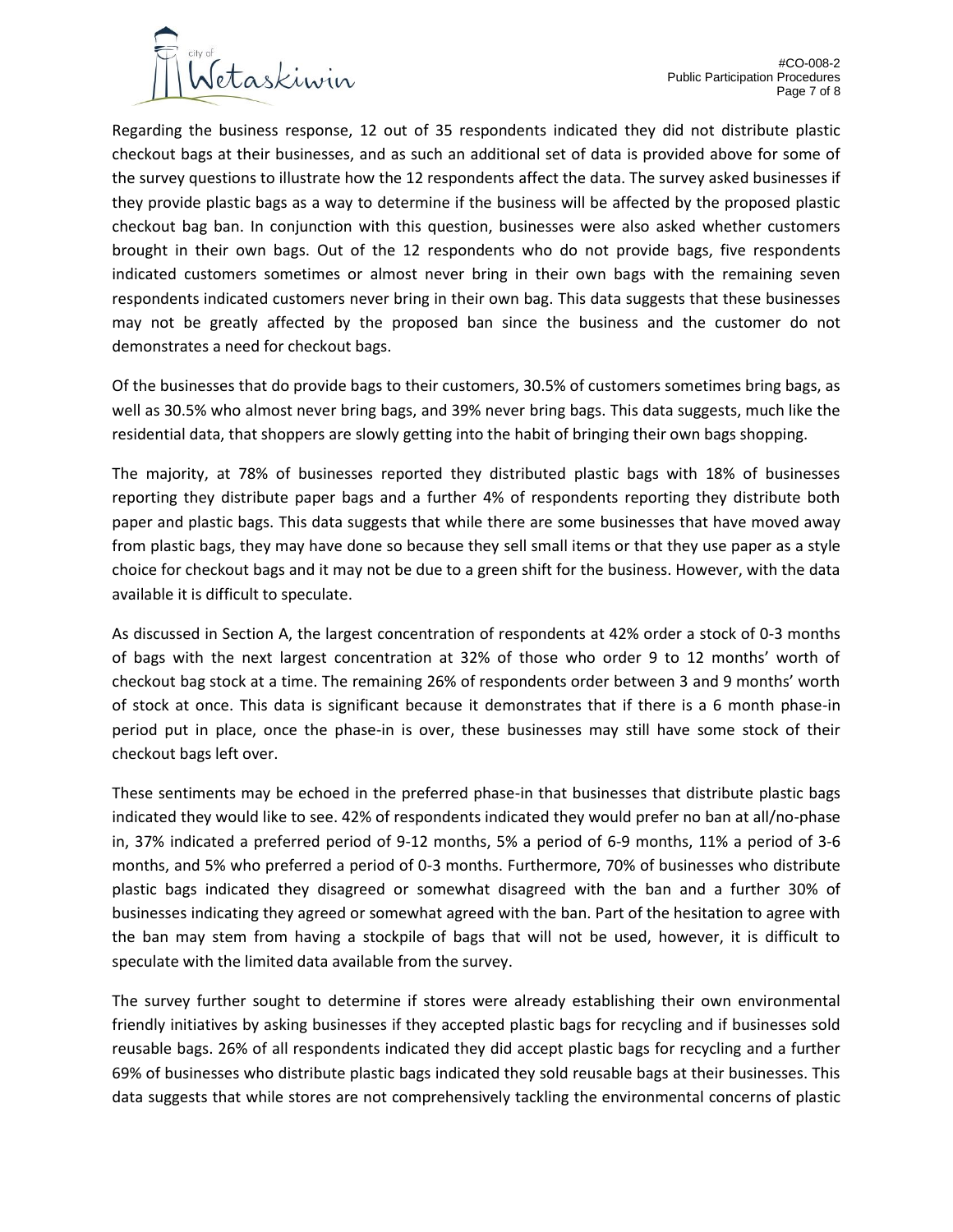Regarding the business response, 12 out of 35 respondents indicated they did not distribute plastic checkout bags at their businesses, and as such an additional set of data is provided above for some of the survey questions to illustrate how the 12 respondents affect the data. The survey asked businesses if they provide plastic bags as a way to determine if the business will be affected by the proposed plastic checkout bag ban. In conjunction with this question, businesses were also asked whether customers brought in their own bags. Out of the 12 respondents who do not provide bags, five respondents indicated customers sometimes or almost never bring in their own bags with the remaining seven respondents indicated customers never bring in their own bag. This data suggests that these businesses may not be greatly affected by the proposed ban since the business and the customer do not demonstrates a need for checkout bags.

Of the businesses that do provide bags to their customers, 30.5% of customers sometimes bring bags, as well as 30.5% who almost never bring bags, and 39% never bring bags. This data suggests, much like the residential data, that shoppers are slowly getting into the habit of bringing their own bags shopping.

The majority, at 78% of businesses reported they distributed plastic bags with 18% of businesses reporting they distribute paper bags and a further 4% of respondents reporting they distribute both paper and plastic bags. This data suggests that while there are some businesses that have moved away from plastic bags, they may have done so because they sell small items or that they use paper as a style choice for checkout bags and it may not be due to a green shift for the business. However, with the data available it is difficult to speculate.

As discussed in Section A, the largest concentration of respondents at 42% order a stock of 0-3 months of bags with the next largest concentration at 32% of those who order 9 to 12 months' worth of checkout bag stock at a time. The remaining 26% of respondents order between 3 and 9 months' worth of stock at once. This data is significant because it demonstrates that if there is a 6 month phase-in period put in place, once the phase-in is over, these businesses may still have some stock of their checkout bags left over.

These sentiments may be echoed in the preferred phase-in that businesses that distribute plastic bags indicated they would like to see. 42% of respondents indicated they would prefer no ban at all/no-phase in, 37% indicated a preferred period of 9-12 months, 5% a period of 6-9 months, 11% a period of 3-6 months, and 5% who preferred a period of 0-3 months. Furthermore, 70% of businesses who distribute plastic bags indicated they disagreed or somewhat disagreed with the ban and a further 30% of businesses indicating they agreed or somewhat agreed with the ban. Part of the hesitation to agree with the ban may stem from having a stockpile of bags that will not be used, however, it is difficult to speculate with the limited data available from the survey.

The survey further sought to determine if stores were already establishing their own environmental friendly initiatives by asking businesses if they accepted plastic bags for recycling and if businesses sold reusable bags. 26% of all respondents indicated they did accept plastic bags for recycling and a further 69% of businesses who distribute plastic bags indicated they sold reusable bags at their businesses. This data suggests that while stores are not comprehensively tackling the environmental concerns of plastic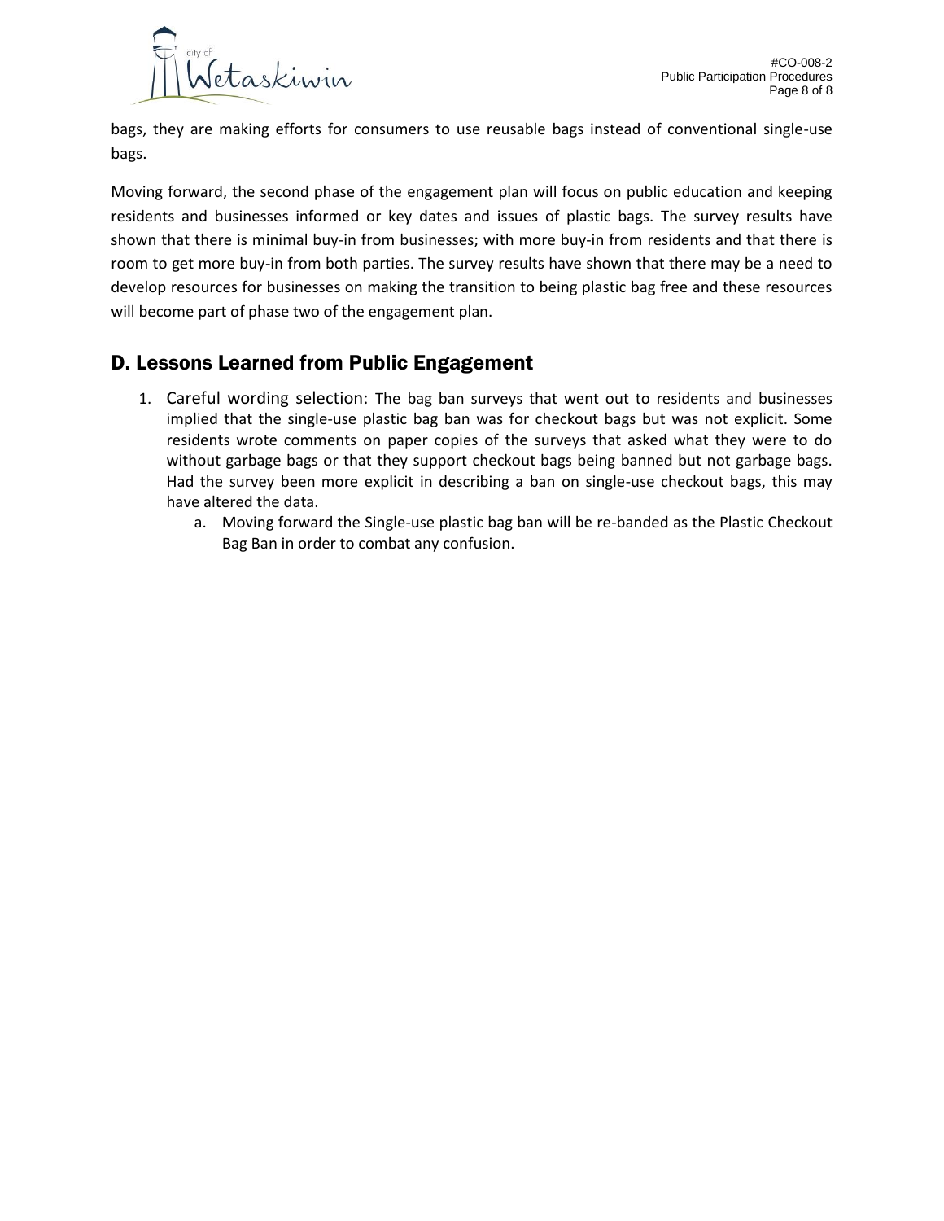bags, they are making efforts for consumers to use reusable bags instead of conventional single-use bags.

Moving forward, the second phase of the engagement plan will focus on public education and keeping residents and businesses informed or key dates and issues of plastic bags. The survey results have shown that there is minimal buy-in from businesses; with more buy-in from residents and that there is room to get more buy-in from both parties. The survey results have shown that there may be a need to develop resources for businesses on making the transition to being plastic bag free and these resources will become part of phase two of the engagement plan.

## D. Lessons Learned from Public Engagement

1. Careful wording selection: The bag ban surveys that went out to residents and businesses implied that the single-use plastic bag ban was for checkout bags but was not explicit. Some residents wrote comments on paper copies of the surveys that asked what they were to do without garbage bags or that they support checkout bags being banned but not garbage bags. Had the survey been more explicit in describing a ban on single-use checkout bags, this may have altered the data.
    a. Moving forward the Single-use plastic bag ban will be re-banded as the Plastic Checkout Bag Ban in order to combat any confusion.